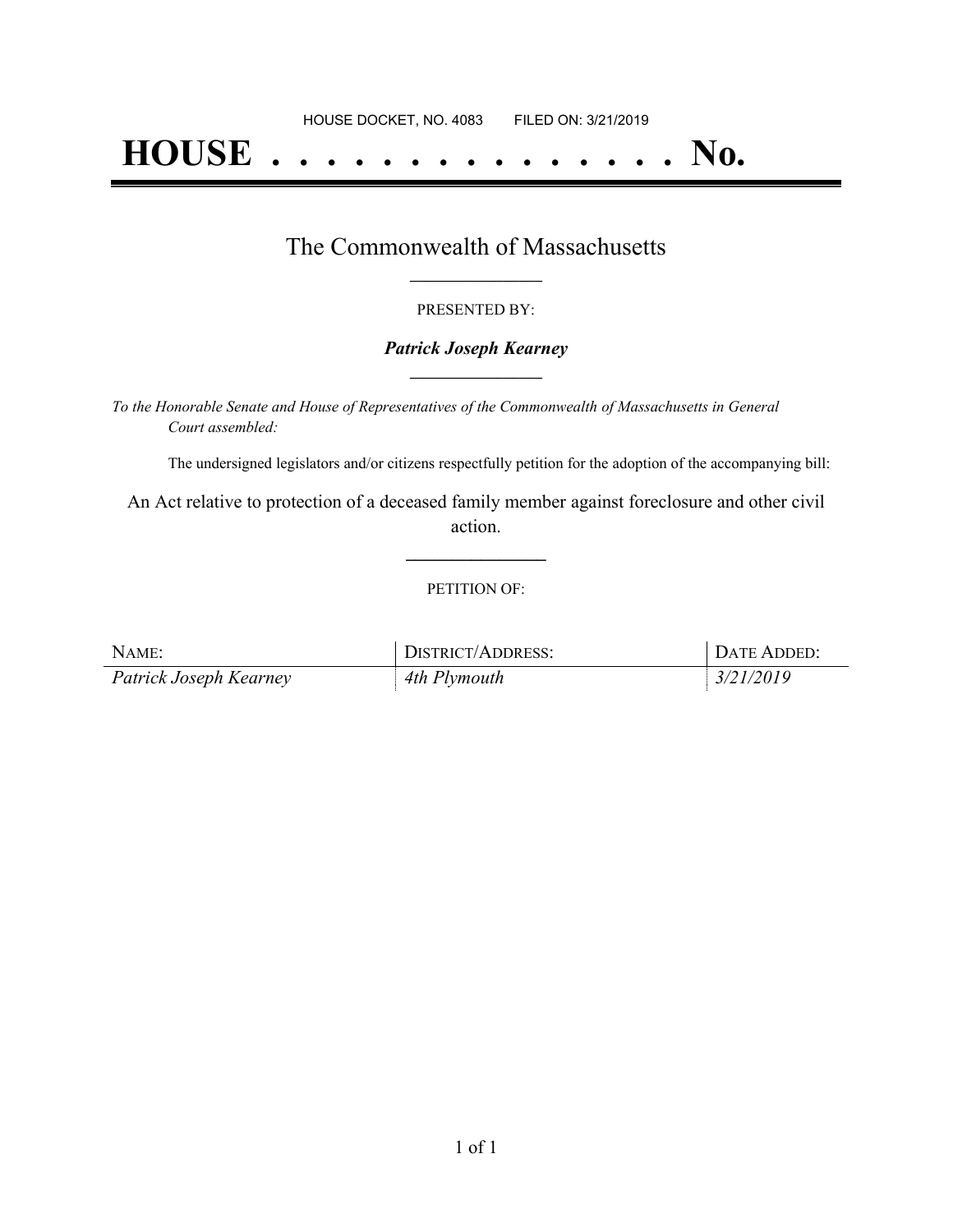HOUSE DOCKET, NO. 4083        FILED ON: 3/21/2019

# HOUSE . . . . . . . . . . . . . . . No.

## The Commonwealth of Massachusetts

PRESENTED BY:

***Patrick Joseph Kearney***

*To the Honorable Senate and House of Representatives of the Commonwealth of Massachusetts in General Court assembled:*

The undersigned legislators and/or citizens respectfully petition for the adoption of the accompanying bill:

An Act relative to protection of a deceased family member against foreclosure and other civil action.

PETITION OF:

| NAME: | DISTRICT/ADDRESS: | DATE ADDED: |
| --- | --- | --- |
| *Patrick Joseph Kearney* | *4th Plymouth* | *3/21/2019* |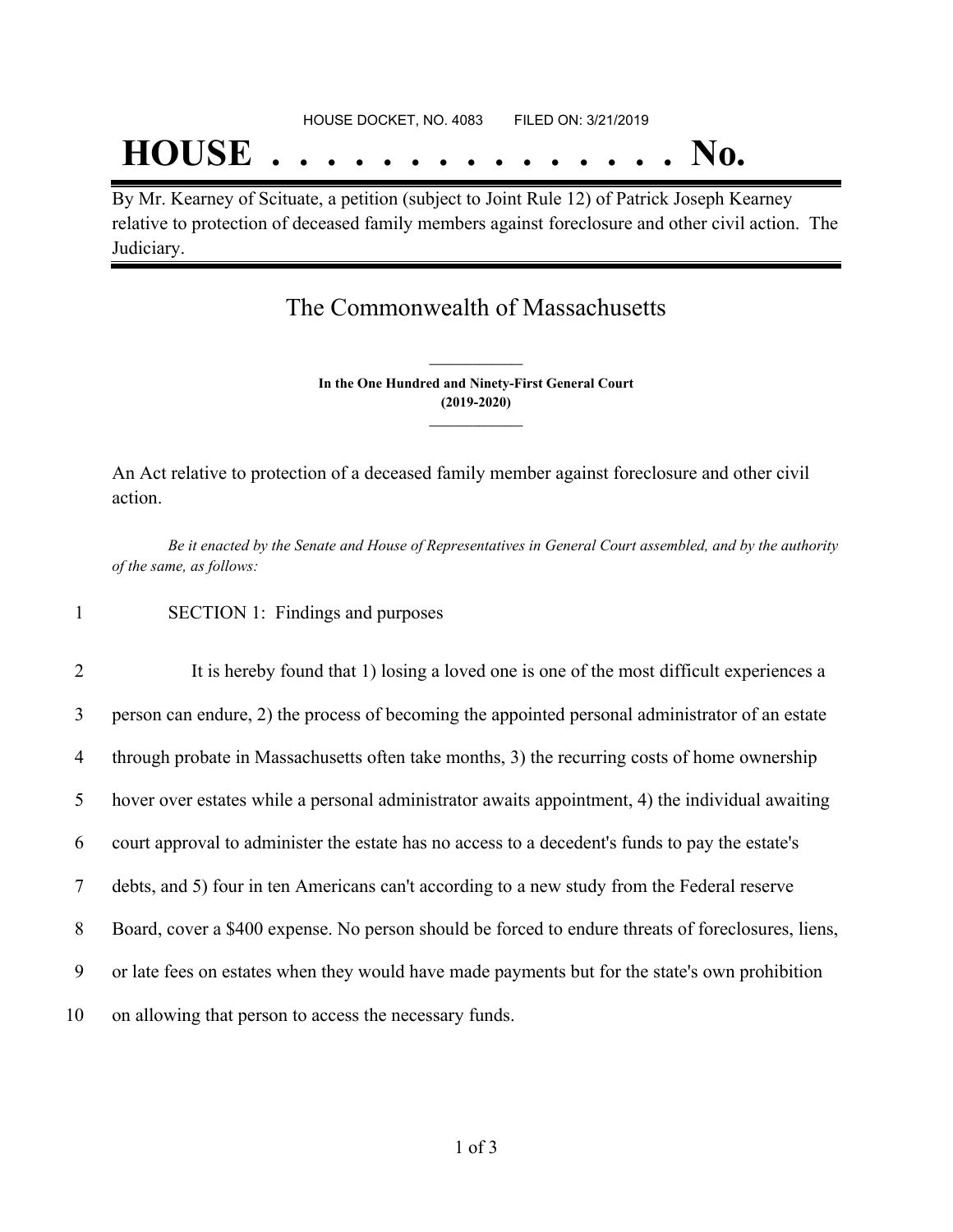HOUSE DOCKET, NO. 4083 FILED ON: 3/21/2019

# HOUSE . . . . . . . . . . . . . . . No.

By Mr. Kearney of Scituate, a petition (subject to Joint Rule 12) of Patrick Joseph Kearney relative to protection of deceased family members against foreclosure and other civil action. The Judiciary.

## The Commonwealth of Massachusetts

**In the One Hundred and Ninety-First General Court**
**(2019-2020)**

An Act relative to protection of a deceased family member against foreclosure and other civil action.

*Be it enacted by the Senate and House of Representatives in General Court assembled, and by the authority of the same, as follows:*

1 SECTION 1: Findings and purposes

2 It is hereby found that 1) losing a loved one is one of the most difficult experiences a
3 person can endure, 2) the process of becoming the appointed personal administrator of an estate
4 through probate in Massachusetts often take months, 3) the recurring costs of home ownership
5 hover over estates while a personal administrator awaits appointment, 4) the individual awaiting
6 court approval to administer the estate has no access to a decedent's funds to pay the estate's
7 debts, and 5) four in ten Americans can't according to a new study from the Federal reserve
8 Board, cover a $400 expense. No person should be forced to endure threats of foreclosures, liens,
9 or late fees on estates when they would have made payments but for the state's own prohibition
10 on allowing that person to access the necessary funds.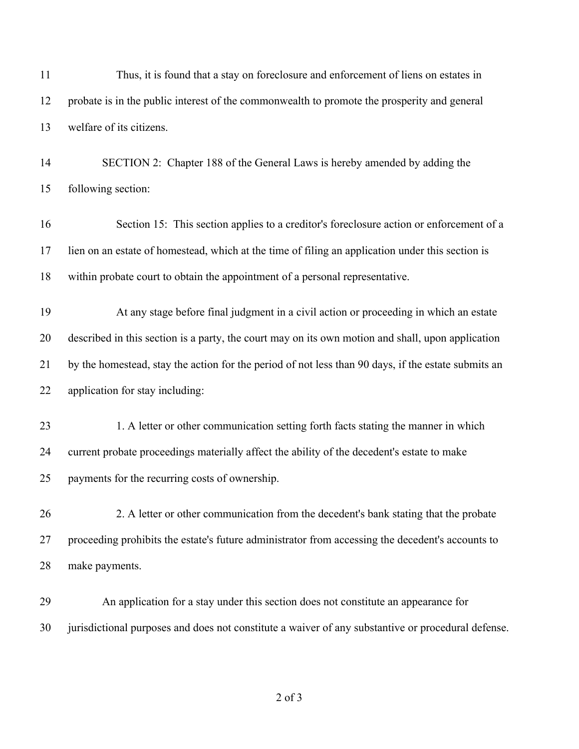Thus, it is found that a stay on foreclosure and enforcement of liens on estates in probate is in the public interest of the commonwealth to promote the prosperity and general welfare of its citizens.

SECTION 2: Chapter 188 of the General Laws is hereby amended by adding the following section:

Section 15: This section applies to a creditor's foreclosure action or enforcement of a lien on an estate of homestead, which at the time of filing an application under this section is within probate court to obtain the appointment of a personal representative.

At any stage before final judgment in a civil action or proceeding in which an estate described in this section is a party, the court may on its own motion and shall, upon application by the homestead, stay the action for the period of not less than 90 days, if the estate submits an application for stay including:

1. A letter or other communication setting forth facts stating the manner in which current probate proceedings materially affect the ability of the decedent's estate to make payments for the recurring costs of ownership.

2. A letter or other communication from the decedent's bank stating that the probate proceeding prohibits the estate's future administrator from accessing the decedent's accounts to make payments.

An application for a stay under this section does not constitute an appearance for jurisdictional purposes and does not constitute a waiver of any substantive or procedural defense.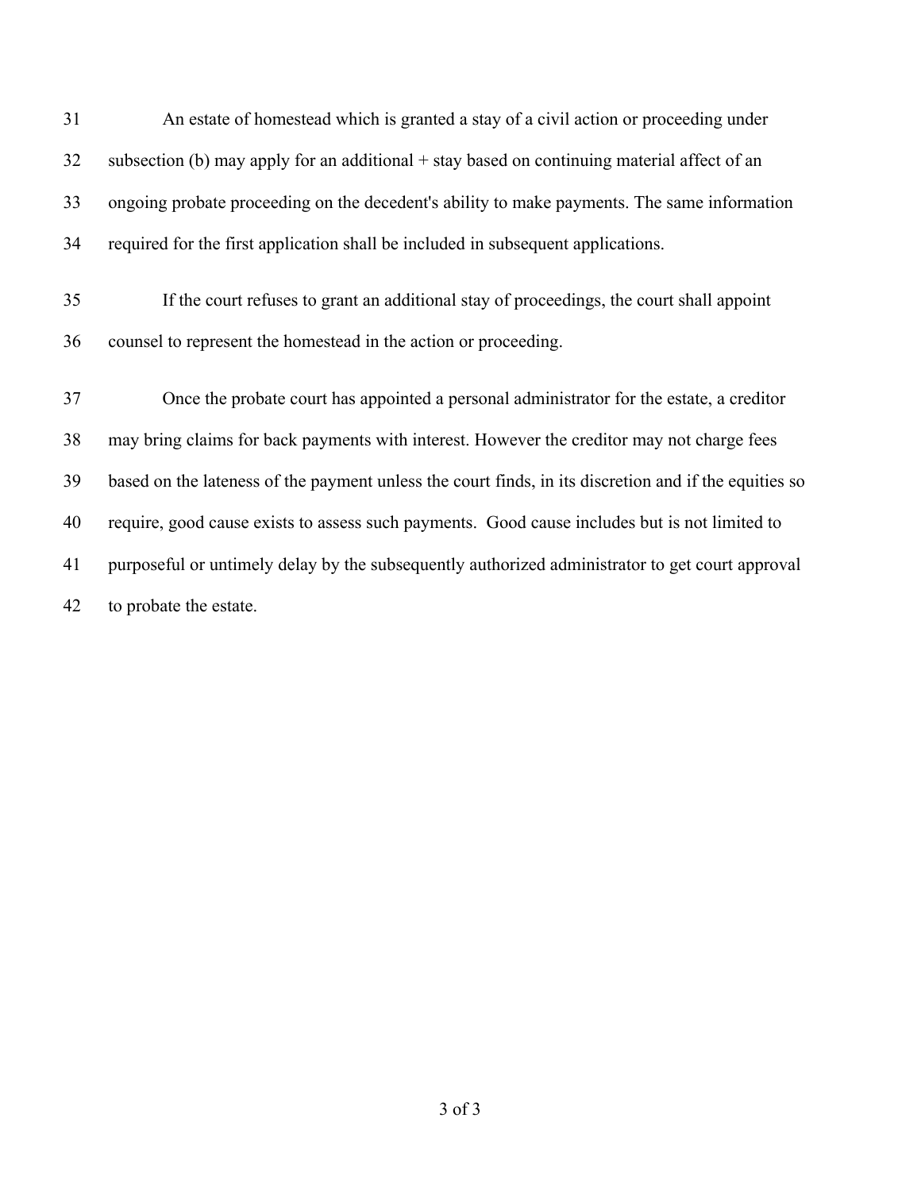An estate of homestead which is granted a stay of a civil action or proceeding under subsection (b) may apply for an additional + stay based on continuing material affect of an ongoing probate proceeding on the decedent's ability to make payments. The same information required for the first application shall be included in subsequent applications.

If the court refuses to grant an additional stay of proceedings, the court shall appoint counsel to represent the homestead in the action or proceeding.

Once the probate court has appointed a personal administrator for the estate, a creditor may bring claims for back payments with interest. However the creditor may not charge fees based on the lateness of the payment unless the court finds, in its discretion and if the equities so require, good cause exists to assess such payments. Good cause includes but is not limited to purposeful or untimely delay by the subsequently authorized administrator to get court approval to probate the estate.